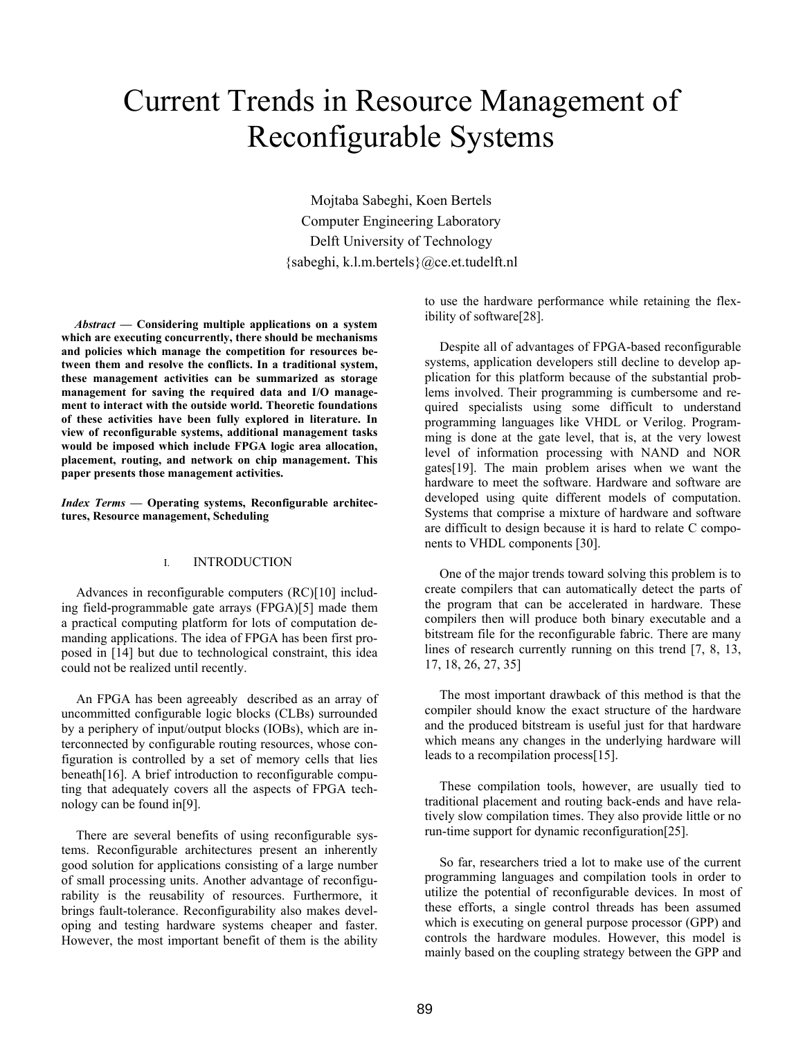# Current Trends in Resource Management of Reconfigurable Systems

Mojtaba Sabeghi, Koen Bertels
Computer Engineering Laboratory
Delft University of Technology
{sabeghi, k.l.m.bertels}@ce.et.tudelft.nl

***Abstract* — Considering multiple applications on a system which are executing concurrently, there should be mechanisms and policies which manage the competition for resources between them and resolve the conflicts. In a traditional system, these management activities can be summarized as storage management for saving the required data and I/O management to interact with the outside world. Theoretic foundations of these activities have been fully explored in literature. In view of reconfigurable systems, additional management tasks would be imposed which include FPGA logic area allocation, placement, routing, and network on chip management. This paper presents those management activities.**

***Index Terms* — Operating systems, Reconfigurable architectures, Resource management, Scheduling**

## I. INTRODUCTION

Advances in reconfigurable computers (RC)[10] including field-programmable gate arrays (FPGA)[5] made them a practical computing platform for lots of computation demanding applications. The idea of FPGA has been first proposed in [14] but due to technological constraint, this idea could not be realized until recently.

An FPGA has been agreeably described as an array of uncommitted configurable logic blocks (CLBs) surrounded by a periphery of input/output blocks (IOBs), which are interconnected by configurable routing resources, whose configuration is controlled by a set of memory cells that lies beneath[16]. A brief introduction to reconfigurable computing that adequately covers all the aspects of FPGA technology can be found in[9].

There are several benefits of using reconfigurable systems. Reconfigurable architectures present an inherently good solution for applications consisting of a large number of small processing units. Another advantage of reconfigurability is the reusability of resources. Furthermore, it brings fault-tolerance. Reconfigurability also makes developing and testing hardware systems cheaper and faster. However, the most important benefit of them is the ability to use the hardware performance while retaining the flexibility of software[28].

Despite all of advantages of FPGA-based reconfigurable systems, application developers still decline to develop application for this platform because of the substantial problems involved. Their programming is cumbersome and required specialists using some difficult to understand programming languages like VHDL or Verilog. Programming is done at the gate level, that is, at the very lowest level of information processing with NAND and NOR gates[19]. The main problem arises when we want the hardware to meet the software. Hardware and software are developed using quite different models of computation. Systems that comprise a mixture of hardware and software are difficult to design because it is hard to relate C components to VHDL components [30].

One of the major trends toward solving this problem is to create compilers that can automatically detect the parts of the program that can be accelerated in hardware. These compilers then will produce both binary executable and a bitstream file for the reconfigurable fabric. There are many lines of research currently running on this trend [7, 8, 13, 17, 18, 26, 27, 35]

The most important drawback of this method is that the compiler should know the exact structure of the hardware and the produced bitstream is useful just for that hardware which means any changes in the underlying hardware will leads to a recompilation process[15].

These compilation tools, however, are usually tied to traditional placement and routing back-ends and have relatively slow compilation times. They also provide little or no run-time support for dynamic reconfiguration[25].

So far, researchers tried a lot to make use of the current programming languages and compilation tools in order to utilize the potential of reconfigurable devices. In most of these efforts, a single control threads has been assumed which is executing on general purpose processor (GPP) and controls the hardware modules. However, this model is mainly based on the coupling strategy between the GPP and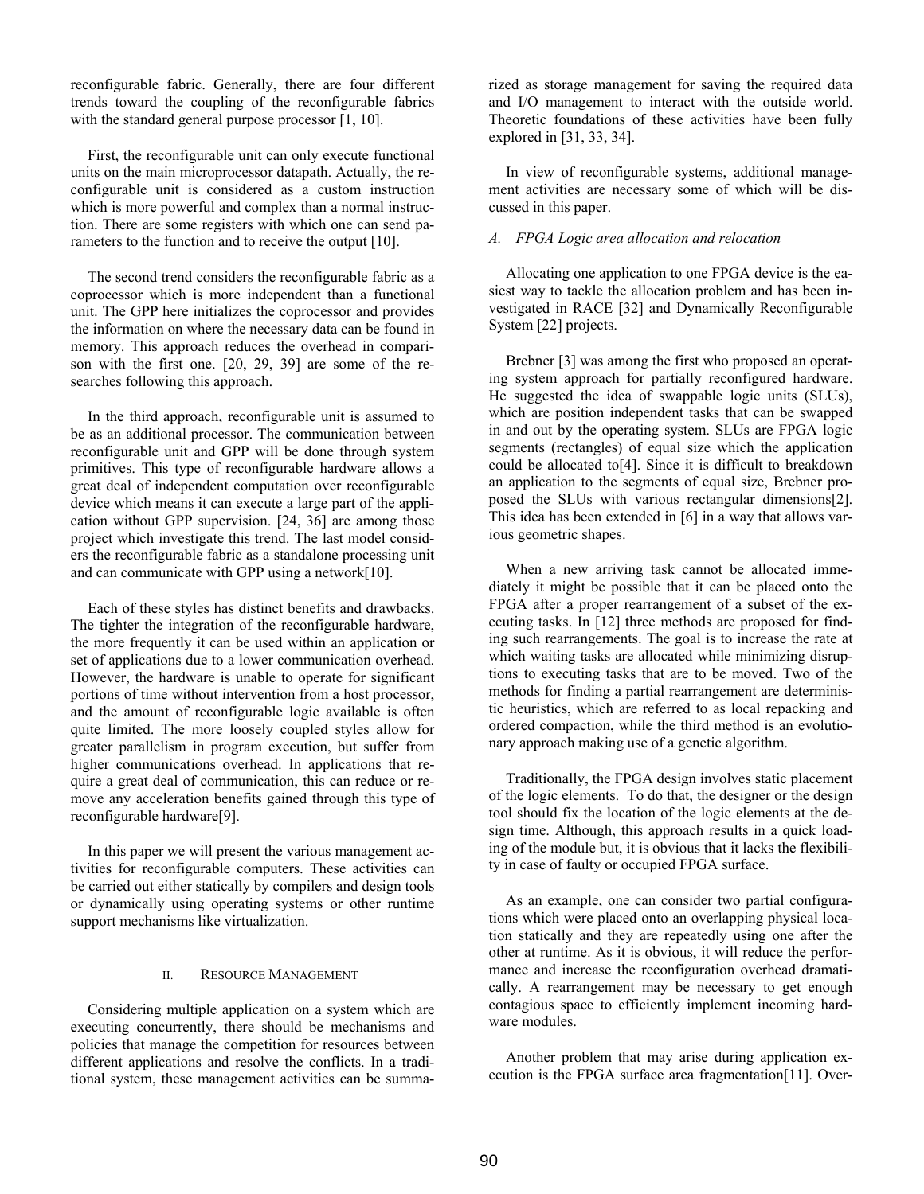reconfigurable fabric. Generally, there are four different trends toward the coupling of the reconfigurable fabrics with the standard general purpose processor [1, 10].

First, the reconfigurable unit can only execute functional units on the main microprocessor datapath. Actually, the reconfigurable unit is considered as a custom instruction which is more powerful and complex than a normal instruction. There are some registers with which one can send parameters to the function and to receive the output [10].

The second trend considers the reconfigurable fabric as a coprocessor which is more independent than a functional unit. The GPP here initializes the coprocessor and provides the information on where the necessary data can be found in memory. This approach reduces the overhead in comparison with the first one. [20, 29, 39] are some of the researches following this approach.

In the third approach, reconfigurable unit is assumed to be as an additional processor. The communication between reconfigurable unit and GPP will be done through system primitives. This type of reconfigurable hardware allows a great deal of independent computation over reconfigurable device which means it can execute a large part of the application without GPP supervision. [24, 36] are among those project which investigate this trend. The last model considers the reconfigurable fabric as a standalone processing unit and can communicate with GPP using a network[10].

Each of these styles has distinct benefits and drawbacks. The tighter the integration of the reconfigurable hardware, the more frequently it can be used within an application or set of applications due to a lower communication overhead. However, the hardware is unable to operate for significant portions of time without intervention from a host processor, and the amount of reconfigurable logic available is often quite limited. The more loosely coupled styles allow for greater parallelism in program execution, but suffer from higher communications overhead. In applications that require a great deal of communication, this can reduce or remove any acceleration benefits gained through this type of reconfigurable hardware[9].

In this paper we will present the various management activities for reconfigurable computers. These activities can be carried out either statically by compilers and design tools or dynamically using operating systems or other runtime support mechanisms like virtualization.

## II. Resource Management

Considering multiple application on a system which are executing concurrently, there should be mechanisms and policies that manage the competition for resources between different applications and resolve the conflicts. In a traditional system, these management activities can be summarized as storage management for saving the required data and I/O management to interact with the outside world. Theoretic foundations of these activities have been fully explored in [31, 33, 34].

In view of reconfigurable systems, additional management activities are necessary some of which will be discussed in this paper.

### *A. FPGA Logic area allocation and relocation*

Allocating one application to one FPGA device is the easiest way to tackle the allocation problem and has been investigated in RACE [32] and Dynamically Reconfigurable System [22] projects.

Brebner [3] was among the first who proposed an operating system approach for partially reconfigured hardware. He suggested the idea of swappable logic units (SLUs), which are position independent tasks that can be swapped in and out by the operating system. SLUs are FPGA logic segments (rectangles) of equal size which the application could be allocated to[4]. Since it is difficult to breakdown an application to the segments of equal size, Brebner proposed the SLUs with various rectangular dimensions[2]. This idea has been extended in [6] in a way that allows various geometric shapes.

When a new arriving task cannot be allocated immediately it might be possible that it can be placed onto the FPGA after a proper rearrangement of a subset of the executing tasks. In [12] three methods are proposed for finding such rearrangements. The goal is to increase the rate at which waiting tasks are allocated while minimizing disruptions to executing tasks that are to be moved. Two of the methods for finding a partial rearrangement are deterministic heuristics, which are referred to as local repacking and ordered compaction, while the third method is an evolutionary approach making use of a genetic algorithm.

Traditionally, the FPGA design involves static placement of the logic elements. To do that, the designer or the design tool should fix the location of the logic elements at the design time. Although, this approach results in a quick loading of the module but, it is obvious that it lacks the flexibility in case of faulty or occupied FPGA surface.

As an example, one can consider two partial configurations which were placed onto an overlapping physical location statically and they are repeatedly using one after the other at runtime. As it is obvious, it will reduce the performance and increase the reconfiguration overhead dramatically. A rearrangement may be necessary to get enough contagious space to efficiently implement incoming hardware modules.

Another problem that may arise during application execution is the FPGA surface area fragmentation[11]. Over-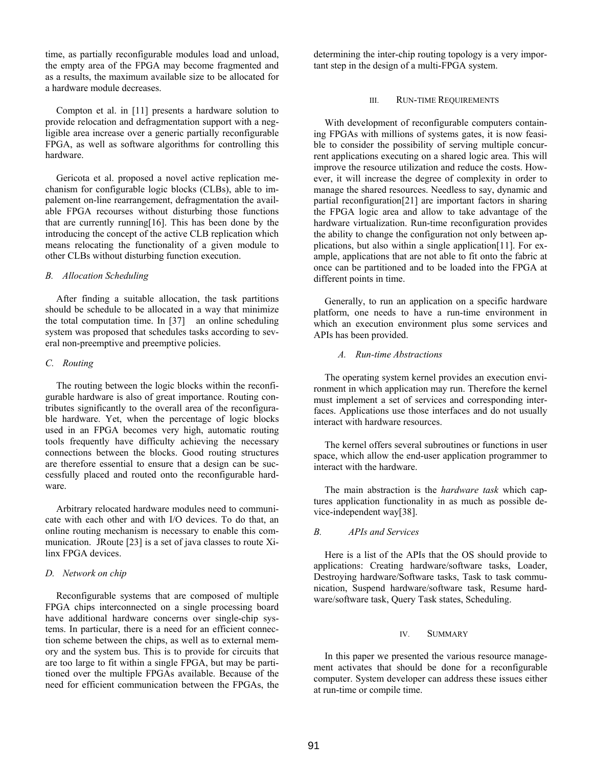time, as partially reconfigurable modules load and unload, the empty area of the FPGA may become fragmented and as a results, the maximum available size to be allocated for a hardware module decreases.

Compton et al. in [11] presents a hardware solution to provide relocation and defragmentation support with a negligible area increase over a generic partially reconfigurable FPGA, as well as software algorithms for controlling this hardware.

Gericota et al. proposed a novel active replication mechanism for configurable logic blocks (CLBs), able to impalement on-line rearrangement, defragmentation the available FPGA recourses without disturbing those functions that are currently running[16]. This has been done by the introducing the concept of the active CLB replication which means relocating the functionality of a given module to other CLBs without disturbing function execution.

### *B. Allocation Scheduling*

After finding a suitable allocation, the task partitions should be schedule to be allocated in a way that minimize the total computation time. In [37] an online scheduling system was proposed that schedules tasks according to several non-preemptive and preemptive policies.

### *C. Routing*

The routing between the logic blocks within the reconfigurable hardware is also of great importance. Routing contributes significantly to the overall area of the reconfigurable hardware. Yet, when the percentage of logic blocks used in an FPGA becomes very high, automatic routing tools frequently have difficulty achieving the necessary connections between the blocks. Good routing structures are therefore essential to ensure that a design can be successfully placed and routed onto the reconfigurable hardware.

Arbitrary relocated hardware modules need to communicate with each other and with I/O devices. To do that, an online routing mechanism is necessary to enable this communication. JRoute [23] is a set of java classes to route Xilinx FPGA devices.

### *D. Network on chip*

Reconfigurable systems that are composed of multiple FPGA chips interconnected on a single processing board have additional hardware concerns over single-chip systems. In particular, there is a need for an efficient connection scheme between the chips, as well as to external memory and the system bus. This is to provide for circuits that are too large to fit within a single FPGA, but may be partitioned over the multiple FPGAs available. Because of the need for efficient communication between the FPGAs, the determining the inter-chip routing topology is a very important step in the design of a multi-FPGA system.

## III. RUN-TIME REQUIREMENTS

With development of reconfigurable computers containing FPGAs with millions of systems gates, it is now feasible to consider the possibility of serving multiple concurrent applications executing on a shared logic area. This will improve the resource utilization and reduce the costs. However, it will increase the degree of complexity in order to manage the shared resources. Needless to say, dynamic and partial reconfiguration[21] are important factors in sharing the FPGA logic area and allow to take advantage of the hardware virtualization. Run-time reconfiguration provides the ability to change the configuration not only between applications, but also within a single application[11]. For example, applications that are not able to fit onto the fabric at once can be partitioned and to be loaded into the FPGA at different points in time.

Generally, to run an application on a specific hardware platform, one needs to have a run-time environment in which an execution environment plus some services and APIs has been provided.

### *A. Run-time Abstractions*

The operating system kernel provides an execution environment in which application may run. Therefore the kernel must implement a set of services and corresponding interfaces. Applications use those interfaces and do not usually interact with hardware resources.

The kernel offers several subroutines or functions in user space, which allow the end-user application programmer to interact with the hardware.

The main abstraction is the *hardware task* which captures application functionality in as much as possible device-independent way[38].

### *B. APIs and Services*

Here is a list of the APIs that the OS should provide to applications: Creating hardware/software tasks, Loader, Destroying hardware/Software tasks, Task to task communication, Suspend hardware/software task, Resume hardware/software task, Query Task states, Scheduling.

## IV. SUMMARY

In this paper we presented the various resource management activates that should be done for a reconfigurable computer. System developer can address these issues either at run-time or compile time.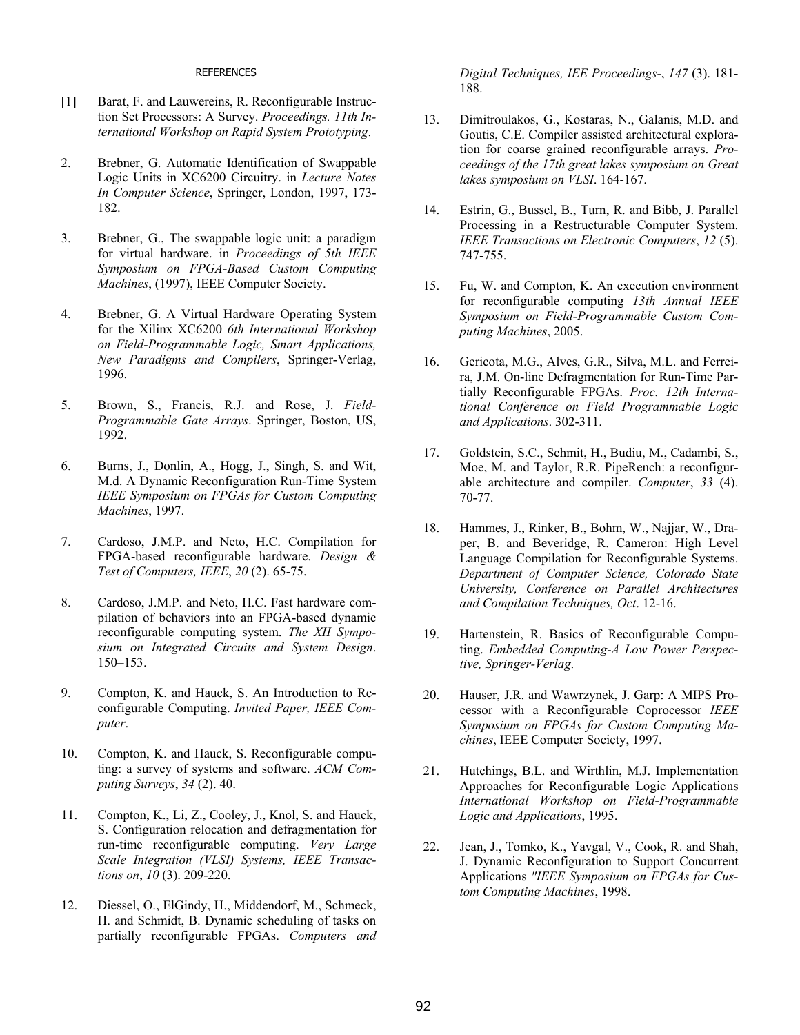## REFERENCES

[1] Barat, F. and Lauwereins, R. Reconfigurable Instruction Set Processors: A Survey. *Proceedings. 11th International Workshop on Rapid System Prototyping*.

2. Brebner, G. Automatic Identification of Swappable Logic Units in XC6200 Circuitry. in *Lecture Notes In Computer Science*, Springer, London, 1997, 173-182.

3. Brebner, G., The swappable logic unit: a paradigm for virtual hardware. in *Proceedings of 5th IEEE Symposium on FPGA-Based Custom Computing Machines*, (1997), IEEE Computer Society.

4. Brebner, G. A Virtual Hardware Operating System for the Xilinx XC6200 *6th International Workshop on Field-Programmable Logic, Smart Applications, New Paradigms and Compilers*, Springer-Verlag, 1996.

5. Brown, S., Francis, R.J. and Rose, J. *Field-Programmable Gate Arrays*. Springer, Boston, US, 1992.

6. Burns, J., Donlin, A., Hogg, J., Singh, S. and Wit, M.d. A Dynamic Reconfiguration Run-Time System *IEEE Symposium on FPGAs for Custom Computing Machines*, 1997.

7. Cardoso, J.M.P. and Neto, H.C. Compilation for FPGA-based reconfigurable hardware. *Design & Test of Computers, IEEE*, *20* (2). 65-75.

8. Cardoso, J.M.P. and Neto, H.C. Fast hardware compilation of behaviors into an FPGA-based dynamic reconfigurable computing system. *The XII Symposium on Integrated Circuits and System Design*. 150–153.

9. Compton, K. and Hauck, S. An Introduction to Reconfigurable Computing. *Invited Paper, IEEE Computer*.

10. Compton, K. and Hauck, S. Reconfigurable computing: a survey of systems and software. *ACM Computing Surveys*, *34* (2). 40.

11. Compton, K., Li, Z., Cooley, J., Knol, S. and Hauck, S. Configuration relocation and defragmentation for run-time reconfigurable computing. *Very Large Scale Integration (VLSI) Systems, IEEE Transactions on*, *10* (3). 209-220.

12. Diessel, O., ElGindy, H., Middendorf, M., Schmeck, H. and Schmidt, B. Dynamic scheduling of tasks on partially reconfigurable FPGAs. *Computers and Digital Techniques, IEE Proceedings-*, *147* (3). 181-188.

13. Dimitroulakos, G., Kostaras, N., Galanis, M.D. and Goutis, C.E. Compiler assisted architectural exploration for coarse grained reconfigurable arrays. *Proceedings of the 17th great lakes symposium on Great lakes symposium on VLSI*. 164-167.

14. Estrin, G., Bussel, B., Turn, R. and Bibb, J. Parallel Processing in a Restructurable Computer System. *IEEE Transactions on Electronic Computers*, *12* (5). 747-755.

15. Fu, W. and Compton, K. An execution environment for reconfigurable computing *13th Annual IEEE Symposium on Field-Programmable Custom Computing Machines*, 2005.

16. Gericota, M.G., Alves, G.R., Silva, M.L. and Ferreira, J.M. On-line Defragmentation for Run-Time Partially Reconfigurable FPGAs. *Proc. 12th International Conference on Field Programmable Logic and Applications*. 302-311.

17. Goldstein, S.C., Schmit, H., Budiu, M., Cadambi, S., Moe, M. and Taylor, R.R. PipeRench: a reconfigurable architecture and compiler. *Computer*, *33* (4). 70-77.

18. Hammes, J., Rinker, B., Bohm, W., Najjar, W., Draper, B. and Beveridge, R. Cameron: High Level Language Compilation for Reconfigurable Systems. *Department of Computer Science, Colorado State University, Conference on Parallel Architectures and Compilation Techniques, Oct*. 12-16.

19. Hartenstein, R. Basics of Reconfigurable Computing. *Embedded Computing-A Low Power Perspective, Springer-Verlag*.

20. Hauser, J.R. and Wawrzynek, J. Garp: A MIPS Processor with a Reconfigurable Coprocessor *IEEE Symposium on FPGAs for Custom Computing Machines*, IEEE Computer Society, 1997.

21. Hutchings, B.L. and Wirthlin, M.J. Implementation Approaches for Reconfigurable Logic Applications *International Workshop on Field-Programmable Logic and Applications*, 1995.

22. Jean, J., Tomko, K., Yavgal, V., Cook, R. and Shah, J. Dynamic Reconfiguration to Support Concurrent Applications *"IEEE Symposium on FPGAs for Custom Computing Machines*, 1998.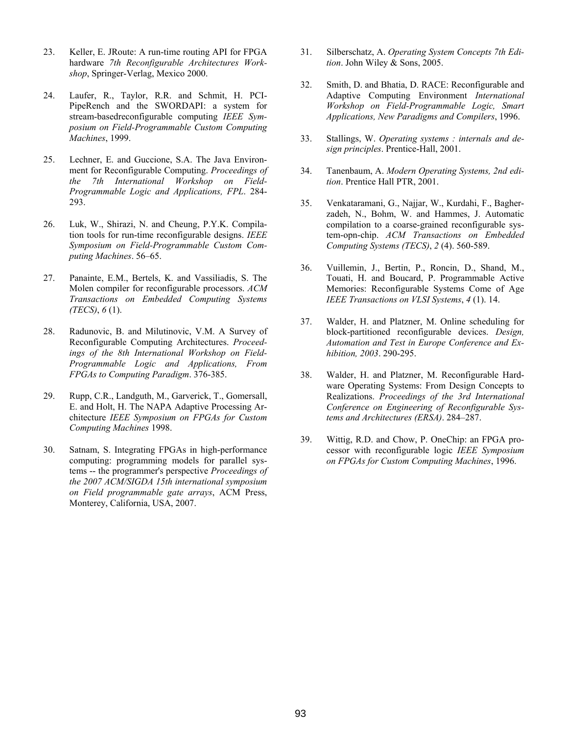23. Keller, E. JRoute: A run-time routing API for FPGA hardware *7th Reconfigurable Architectures Workshop*, Springer-Verlag, Mexico 2000.

24. Laufer, R., Taylor, R.R. and Schmit, H. PCI-PipeRench and the SWORDAPI: a system for stream-basedreconfigurable computing *IEEE Symposium on Field-Programmable Custom Computing Machines*, 1999.

25. Lechner, E. and Guccione, S.A. The Java Environment for Reconfigurable Computing. *Proceedings of the 7th International Workshop on Field-Programmable Logic and Applications, FPL*. 284-293.

26. Luk, W., Shirazi, N. and Cheung, P.Y.K. Compilation tools for run-time reconfigurable designs. *IEEE Symposium on Field-Programmable Custom Computing Machines*. 56–65.

27. Panainte, E.M., Bertels, K. and Vassiliadis, S. The Molen compiler for reconfigurable processors. *ACM Transactions on Embedded Computing Systems (TECS)*, *6* (1).

28. Radunovic, B. and Milutinovic, V.M. A Survey of Reconfigurable Computing Architectures. *Proceedings of the 8th International Workshop on Field-Programmable Logic and Applications, From FPGAs to Computing Paradigm*. 376-385.

29. Rupp, C.R., Landguth, M., Garverick, T., Gomersall, E. and Holt, H. The NAPA Adaptive Processing Architecture *IEEE Symposium on FPGAs for Custom Computing Machines* 1998.

30. Satnam, S. Integrating FPGAs in high-performance computing: programming models for parallel systems -- the programmer's perspective *Proceedings of the 2007 ACM/SIGDA 15th international symposium on Field programmable gate arrays*, ACM Press, Monterey, California, USA, 2007.

31. Silberschatz, A. *Operating System Concepts 7th Edition*. John Wiley & Sons, 2005.

32. Smith, D. and Bhatia, D. RACE: Reconfigurable and Adaptive Computing Environment *International Workshop on Field-Programmable Logic, Smart Applications, New Paradigms and Compilers*, 1996.

33. Stallings, W. *Operating systems : internals and design principles*. Prentice-Hall, 2001.

34. Tanenbaum, A. *Modern Operating Systems, 2nd edition*. Prentice Hall PTR, 2001.

35. Venkataramani, G., Najjar, W., Kurdahi, F., Bagherzadeh, N., Bohm, W. and Hammes, J. Automatic compilation to a coarse-grained reconfigurable system-opn-chip. *ACM Transactions on Embedded Computing Systems (TECS)*, *2* (4). 560-589.

36. Vuillemin, J., Bertin, P., Roncin, D., Shand, M., Touati, H. and Boucard, P. Programmable Active Memories: Reconfigurable Systems Come of Age *IEEE Transactions on VLSI Systems*, *4* (1). 14.

37. Walder, H. and Platzner, M. Online scheduling for block-partitioned reconfigurable devices. *Design, Automation and Test in Europe Conference and Exhibition, 2003*. 290-295.

38. Walder, H. and Platzner, M. Reconfigurable Hardware Operating Systems: From Design Concepts to Realizations. *Proceedings of the 3rd International Conference on Engineering of Reconfigurable Systems and Architectures (ERSA)*. 284–287.

39. Wittig, R.D. and Chow, P. OneChip: an FPGA processor with reconfigurable logic *IEEE Symposium on FPGAs for Custom Computing Machines*, 1996.